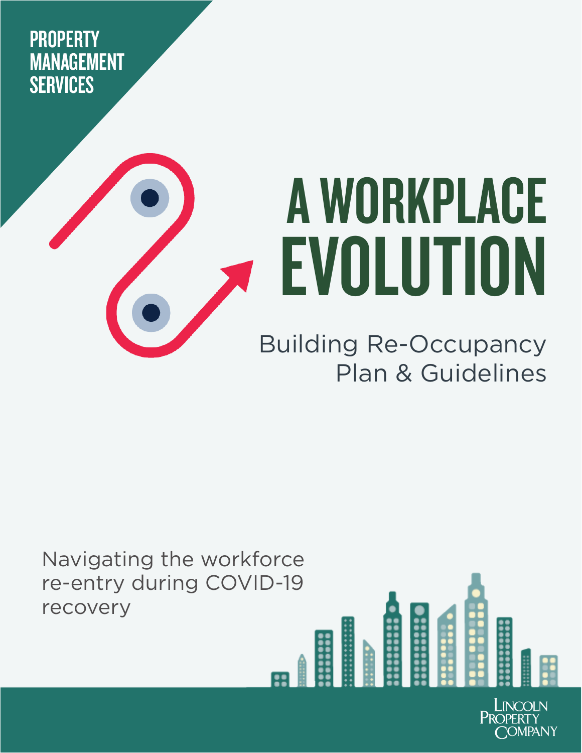PROPERTY MANAGEMENT SERVICES

# A WORKPLACE EVOLUTION

## Building Re-Occupancy Plan & Guidelines

Navigating the workforce re-entry during COVID-19 recovery

LINCOLN PROPERTY COMPANY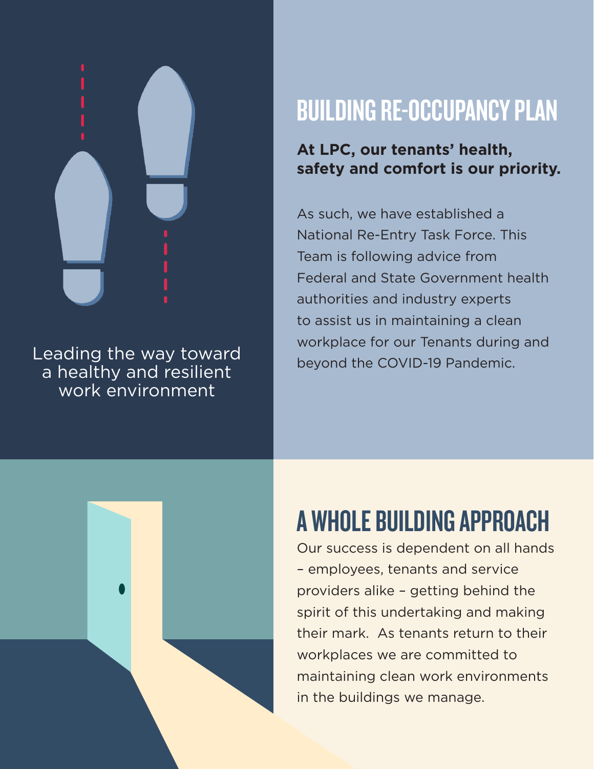Leading the way toward a healthy and resilient work environment

# BUILDING RE-OCCUPANCY PLAN

**At LPC, our tenants' health, safety and comfort is our priority.**

As such, we have established a National Re-Entry Task Force. This Team is following advice from Federal and State Government health authorities and industry experts to assist us in maintaining a clean workplace for our Tenants during and beyond the COVID-19 Pandemic.

# A WHOLE BUILDING APPROACH

Our success is dependent on all hands – employees, tenants and service providers alike – getting behind the spirit of this undertaking and making their mark. As tenants return to their workplaces we are committed to maintaining clean work environments in the buildings we manage.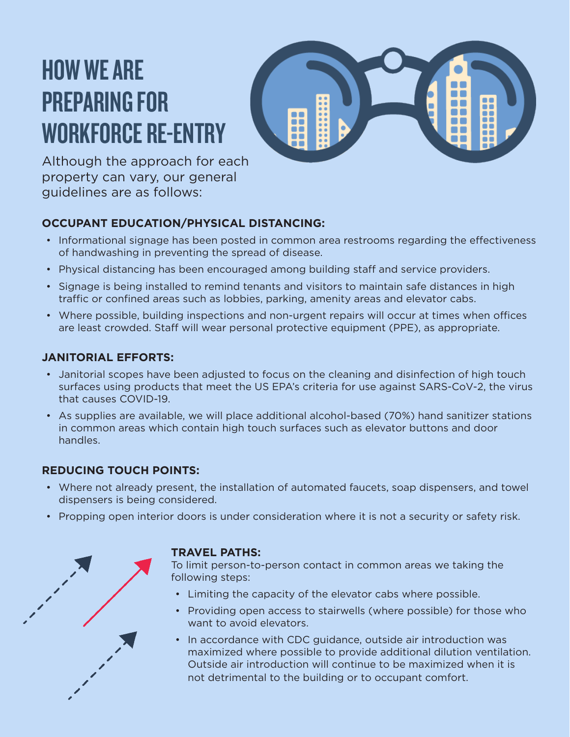# HOW WE ARE PREPARING FOR WORKFORCE RE-ENTRY

Although the approach for each property can vary, our general guidelines are as follows:

### OCCUPANT EDUCATION/PHYSICAL DISTANCING:

- Informational signage has been posted in common area restrooms regarding the effectiveness of handwashing in preventing the spread of disease.
- Physical distancing has been encouraged among building staff and service providers.
- Signage is being installed to remind tenants and visitors to maintain safe distances in high traffic or confined areas such as lobbies, parking, amenity areas and elevator cabs.
- Where possible, building inspections and non-urgent repairs will occur at times when offices are least crowded. Staff will wear personal protective equipment (PPE), as appropriate.

### JANITORIAL EFFORTS:

- Janitorial scopes have been adjusted to focus on the cleaning and disinfection of high touch surfaces using products that meet the US EPA's criteria for use against SARS-CoV-2, the virus that causes COVID-19.
- As supplies are available, we will place additional alcohol-based (70%) hand sanitizer stations in common areas which contain high touch surfaces such as elevator buttons and door handles.

### REDUCING TOUCH POINTS:

- Where not already present, the installation of automated faucets, soap dispensers, and towel dispensers is being considered.
- Propping open interior doors is under consideration where it is not a security or safety risk.

### TRAVEL PATHS:

To limit person-to-person contact in common areas we taking the following steps:

- Limiting the capacity of the elevator cabs where possible.
- Providing open access to stairwells (where possible) for those who want to avoid elevators.
- In accordance with CDC guidance, outside air introduction was maximized where possible to provide additional dilution ventilation. Outside air introduction will continue to be maximized when it is not detrimental to the building or to occupant comfort.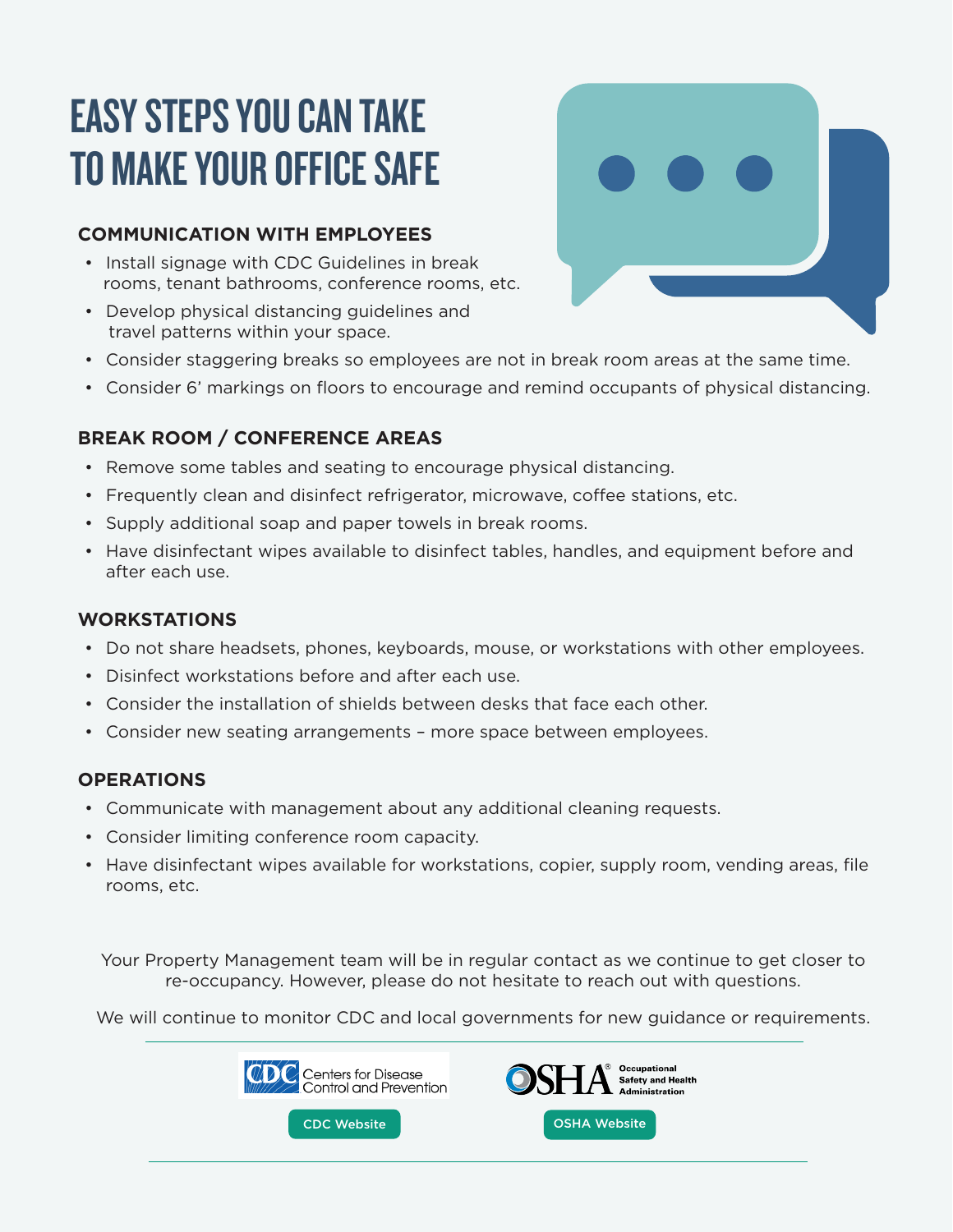# EASY STEPS YOU CAN TAKE TO MAKE YOUR OFFICE SAFE

## COMMUNICATION WITH EMPLOYEES

- Install signage with CDC Guidelines in break rooms, tenant bathrooms, conference rooms, etc.
- Develop physical distancing guidelines and travel patterns within your space.
- Consider staggering breaks so employees are not in break room areas at the same time.
- Consider 6' markings on floors to encourage and remind occupants of physical distancing.

## BREAK ROOM / CONFERENCE AREAS

- Remove some tables and seating to encourage physical distancing.
- Frequently clean and disinfect refrigerator, microwave, coffee stations, etc.
- Supply additional soap and paper towels in break rooms.
- Have disinfectant wipes available to disinfect tables, handles, and equipment before and after each use.

## WORKSTATIONS

- Do not share headsets, phones, keyboards, mouse, or workstations with other employees.
- Disinfect workstations before and after each use.
- Consider the installation of shields between desks that face each other.
- Consider new seating arrangements – more space between employees.

## OPERATIONS

- Communicate with management about any additional cleaning requests.
- Consider limiting conference room capacity.
- Have disinfectant wipes available for workstations, copier, supply room, vending areas, file rooms, etc.

Your Property Management team will be in regular contact as we continue to get closer to re-occupancy. However, please do not hesitate to reach out with questions.

We will continue to monitor CDC and local governments for new guidance or requirements.

CDC Centers for Disease Control and Prevention — CDC Website

OSHA Occupational Safety and Health Administration — OSHA Website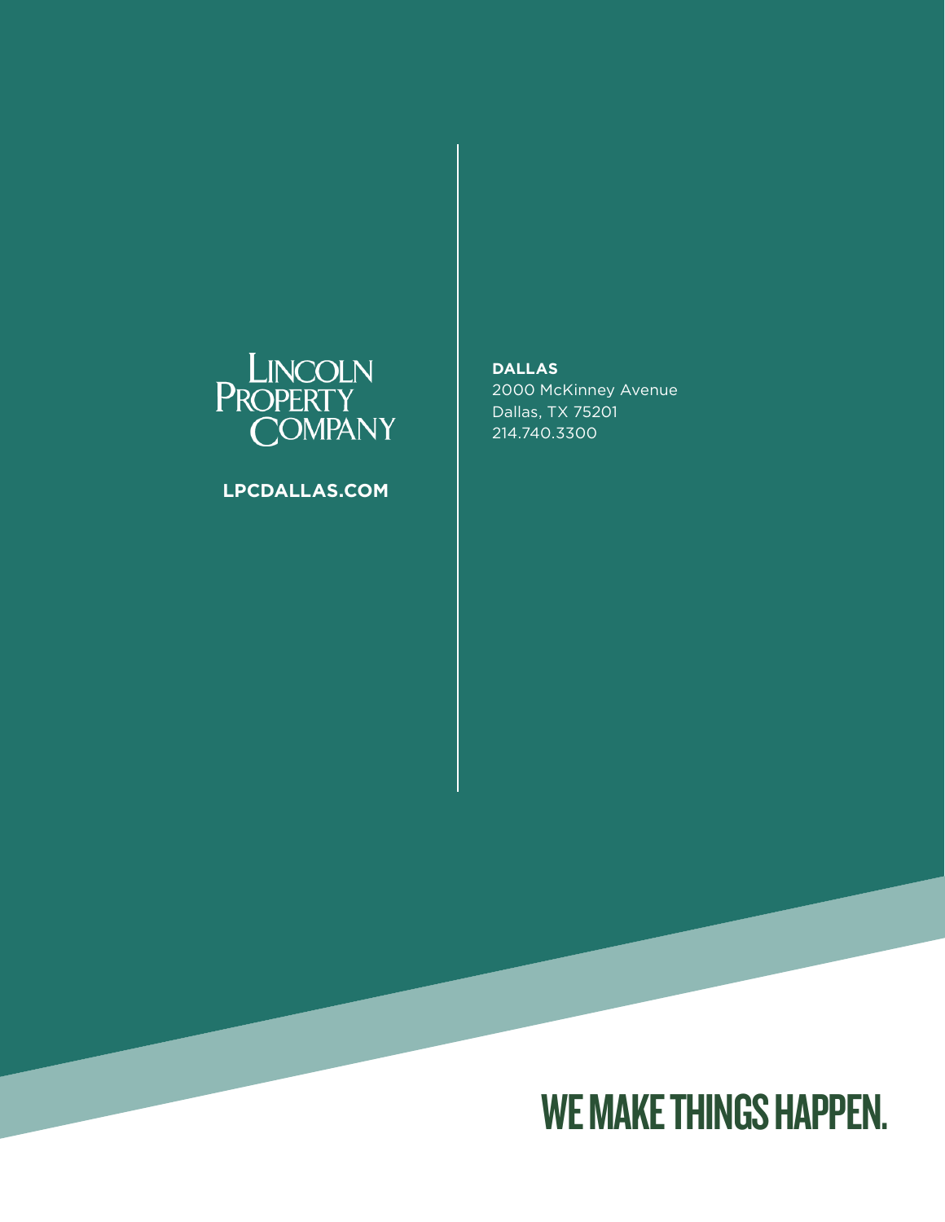LINCOLN PROPERTY COMPANY

**LPCDALLAS.COM**

**DALLAS**
2000 McKinney Avenue
Dallas, TX 75201
214.740.3300

# WE MAKE THINGS HAPPEN.